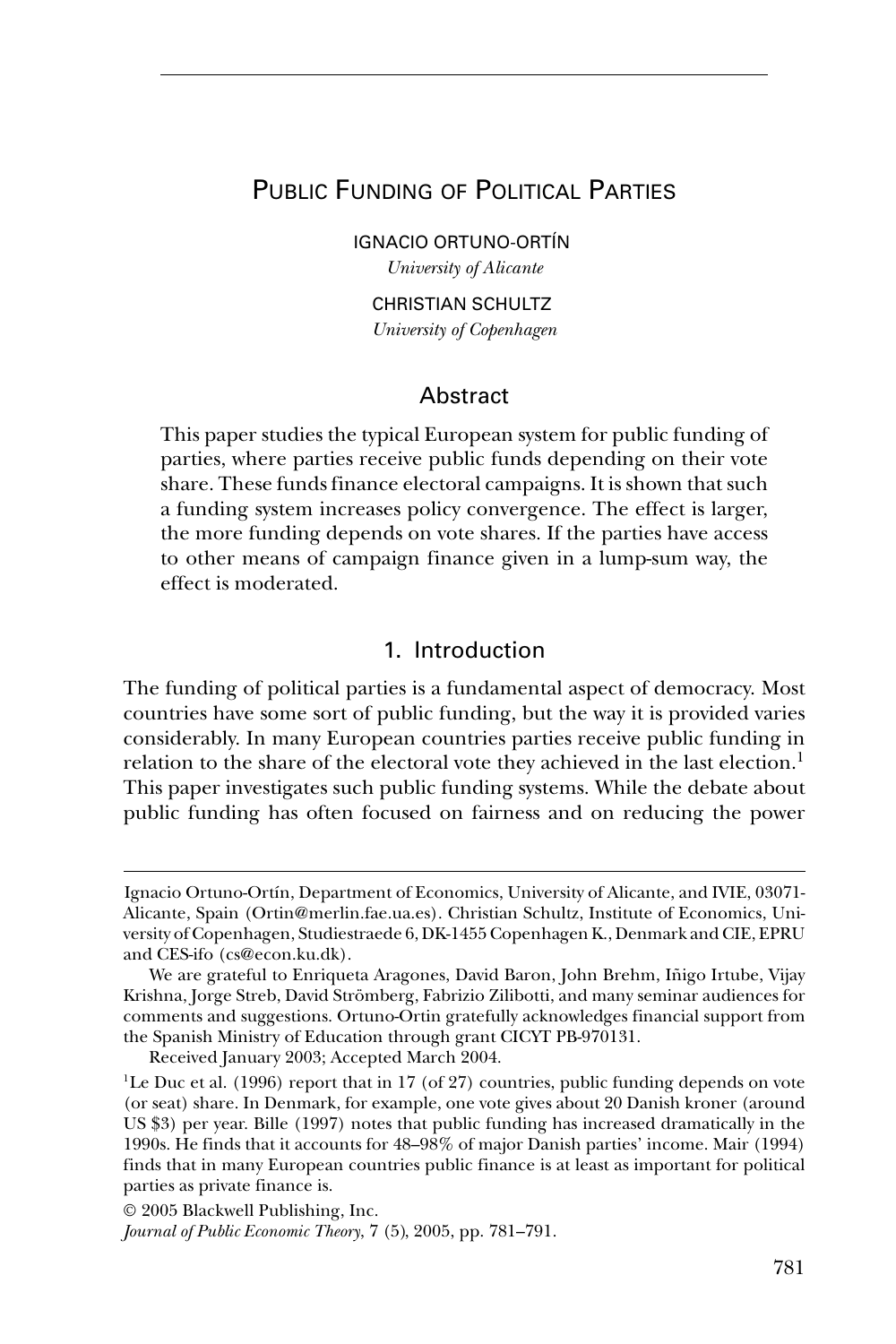# Public Funding of Political Parties

IGNACIO ORTUNO-ORTÍN

*University of Alicante*

CHRISTIAN SCHULTZ

*University of Copenhagen*

## Abstract

This paper studies the typical European system for public funding of parties, where parties receive public funds depending on their vote share. These funds finance electoral campaigns. It is shown that such a funding system increases policy convergence. The effect is larger, the more funding depends on vote shares. If the parties have access to other means of campaign finance given in a lump-sum way, the effect is moderated.

## 1. Introduction

The funding of political parties is a fundamental aspect of democracy. Most countries have some sort of public funding, but the way it is provided varies considerably. In many European countries parties receive public funding in relation to the share of the electoral vote they achieved in the last election.[1] This paper investigates such public funding systems. While the debate about public funding has often focused on fairness and on reducing the power

---

Ignacio Ortuno-Ortín, Department of Economics, University of Alicante, and IVIE, 03071-Alicante, Spain (Ortin@merlin.fae.ua.es). Christian Schultz, Institute of Economics, University of Copenhagen, Studiestraede 6, DK-1455 Copenhagen K., Denmark and CIE, EPRU and CES-ifo (cs@econ.ku.dk).

We are grateful to Enriqueta Aragones, David Baron, John Brehm, Iñigo Irtube, Vijay Krishna, Jorge Streb, David Strömberg, Fabrizio Zilibotti, and many seminar audiences for comments and suggestions. Ortuno-Ortin gratefully acknowledges financial support from the Spanish Ministry of Education through grant CICYT PB-970131.

Received January 2003; Accepted March 2004.

[1] Le Duc et al. (1996) report that in 17 (of 27) countries, public funding depends on vote (or seat) share. In Denmark, for example, one vote gives about 20 Danish kroner (around US $3) per year. Bille (1997) notes that public funding has increased dramatically in the 1990s. He finds that it accounts for 48–98% of major Danish parties' income. Mair (1994) finds that in many European countries public finance is at least as important for political parties as private finance is.

© 2005 Blackwell Publishing, Inc.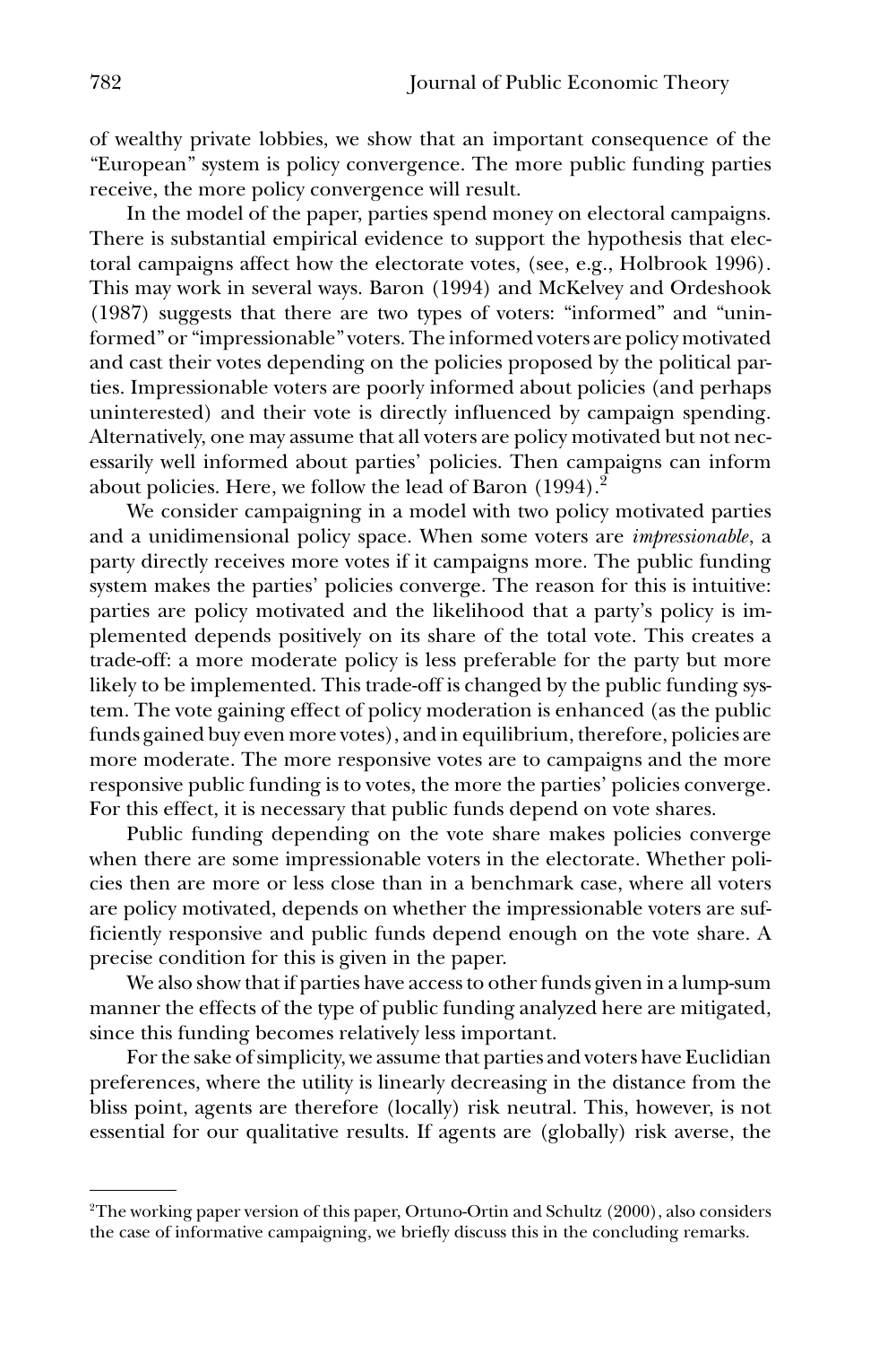of wealthy private lobbies, we show that an important consequence of the "European" system is policy convergence. The more public funding parties receive, the more policy convergence will result.

In the model of the paper, parties spend money on electoral campaigns. There is substantial empirical evidence to support the hypothesis that electoral campaigns affect how the electorate votes, (see, e.g., Holbrook 1996). This may work in several ways. Baron (1994) and McKelvey and Ordeshook (1987) suggests that there are two types of voters: "informed" and "uninformed" or "impressionable" voters. The informed voters are policy motivated and cast their votes depending on the policies proposed by the political parties. Impressionable voters are poorly informed about policies (and perhaps uninterested) and their vote is directly influenced by campaign spending. Alternatively, one may assume that all voters are policy motivated but not necessarily well informed about parties' policies. Then campaigns can inform about policies. Here, we follow the lead of Baron (1994).[2]

We consider campaigning in a model with two policy motivated parties and a unidimensional policy space. When some voters are *impressionable*, a party directly receives more votes if it campaigns more. The public funding system makes the parties' policies converge. The reason for this is intuitive: parties are policy motivated and the likelihood that a party's policy is implemented depends positively on its share of the total vote. This creates a trade-off: a more moderate policy is less preferable for the party but more likely to be implemented. This trade-off is changed by the public funding system. The vote gaining effect of policy moderation is enhanced (as the public funds gained buy even more votes), and in equilibrium, therefore, policies are more moderate. The more responsive votes are to campaigns and the more responsive public funding is to votes, the more the parties' policies converge. For this effect, it is necessary that public funds depend on vote shares.

Public funding depending on the vote share makes policies converge when there are some impressionable voters in the electorate. Whether policies then are more or less close than in a benchmark case, where all voters are policy motivated, depends on whether the impressionable voters are sufficiently responsive and public funds depend enough on the vote share. A precise condition for this is given in the paper.

We also show that if parties have access to other funds given in a lump-sum manner the effects of the type of public funding analyzed here are mitigated, since this funding becomes relatively less important.

For the sake of simplicity, we assume that parties and voters have Euclidian preferences, where the utility is linearly decreasing in the distance from the bliss point, agents are therefore (locally) risk neutral. This, however, is not essential for our qualitative results. If agents are (globally) risk averse, the

---

[2]The working paper version of this paper, Ortuno-Ortin and Schultz (2000), also considers the case of informative campaigning, we briefly discuss this in the concluding remarks.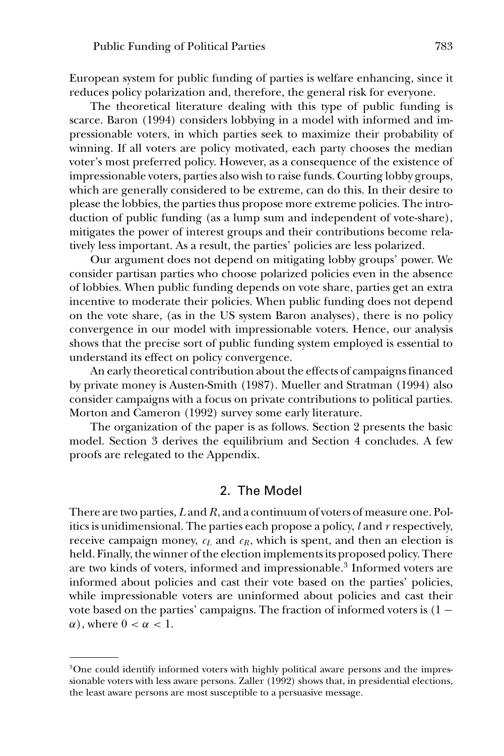European system for public funding of parties is welfare enhancing, since it reduces policy polarization and, therefore, the general risk for everyone.

The theoretical literature dealing with this type of public funding is scarce. Baron (1994) considers lobbying in a model with informed and impressionable voters, in which parties seek to maximize their probability of winning. If all voters are policy motivated, each party chooses the median voter's most preferred policy. However, as a consequence of the existence of impressionable voters, parties also wish to raise funds. Courting lobby groups, which are generally considered to be extreme, can do this. In their desire to please the lobbies, the parties thus propose more extreme policies. The introduction of public funding (as a lump sum and independent of vote-share), mitigates the power of interest groups and their contributions become relatively less important. As a result, the parties' policies are less polarized.

Our argument does not depend on mitigating lobby groups' power. We consider partisan parties who choose polarized policies even in the absence of lobbies. When public funding depends on vote share, parties get an extra incentive to moderate their policies. When public funding does not depend on the vote share, (as in the US system Baron analyses), there is no policy convergence in our model with impressionable voters. Hence, our analysis shows that the precise sort of public funding system employed is essential to understand its effect on policy convergence.

An early theoretical contribution about the effects of campaigns financed by private money is Austen-Smith (1987). Mueller and Stratman (1994) also consider campaigns with a focus on private contributions to political parties. Morton and Cameron (1992) survey some early literature.

The organization of the paper is as follows. Section 2 presents the basic model. Section 3 derives the equilibrium and Section 4 concludes. A few proofs are relegated to the Appendix.

## 2. The Model

There are two parties, $L$ and $R$, and a continuum of voters of measure one. Politics is unidimensional. The parties each propose a policy, $l$ and $r$ respectively, receive campaign money, $c_L$ and $c_R$, which is spent, and then an election is held. Finally, the winner of the election implements its proposed policy. There are two kinds of voters, informed and impressionable.[3] Informed voters are informed about policies and cast their vote based on the parties' policies, while impressionable voters are uninformed about policies and cast their vote based on the parties' campaigns. The fraction of informed voters is $(1 - \alpha)$, where $0 < \alpha < 1$.

---

[3]One could identify informed voters with highly political aware persons and the impressionable voters with less aware persons. Zaller (1992) shows that, in presidential elections, the least aware persons are most susceptible to a persuasive message.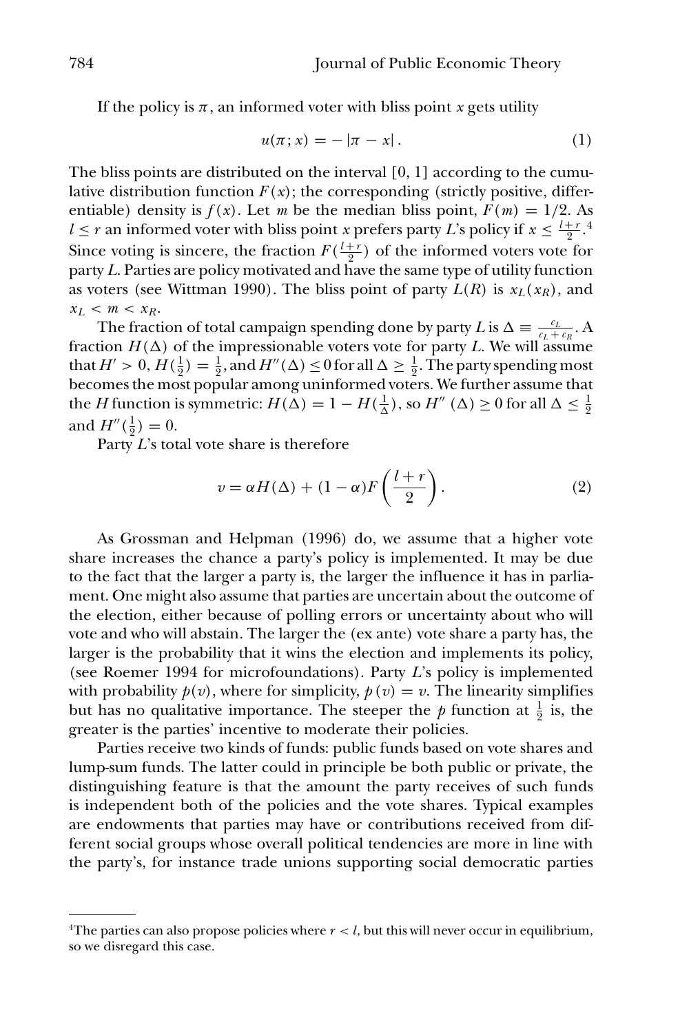If the policy is $\pi$, an informed voter with bliss point $x$ gets utility

$$u(\pi; x) = -|\pi - x|. \tag{1}$$

The bliss points are distributed on the interval $[0, 1]$ according to the cumulative distribution function $F(x)$; the corresponding (strictly positive, differentiable) density is $f(x)$. Let $m$ be the median bliss point, $F(m) = 1/2$. As $l \leq r$ an informed voter with bliss point $x$ prefers party $L$'s policy if $x \leq \frac{l+r}{2}$.[4] Since voting is sincere, the fraction $F(\frac{l+r}{2})$ of the informed voters vote for party $L$. Parties are policy motivated and have the same type of utility function as voters (see Wittman 1990). The bliss point of party $L(R)$ is $x_L(x_R)$, and $x_L < m < x_R$.

The fraction of total campaign spending done by party $L$ is $\Delta \equiv \frac{c_L}{c_L + c_R}$. A fraction $H(\Delta)$ of the impressionable voters vote for party $L$. We will assume that $H' > 0$, $H(\frac{1}{2}) = \frac{1}{2}$, and $H''(\Delta) \leq 0$ for all $\Delta \geq \frac{1}{2}$. The party spending most becomes the most popular among uninformed voters. We further assume that the $H$ function is symmetric: $H(\Delta) = 1 - H(\frac{1}{\Delta})$, so $H''(\Delta) \geq 0$ for all $\Delta \leq \frac{1}{2}$ and $H''(\frac{1}{2}) = 0$.

Party $L$'s total vote share is therefore

$$v = \alpha H(\Delta) + (1 - \alpha) F\left(\frac{l + r}{2}\right). \tag{2}$$

As Grossman and Helpman (1996) do, we assume that a higher vote share increases the chance a party's policy is implemented. It may be due to the fact that the larger a party is, the larger the influence it has in parliament. One might also assume that parties are uncertain about the outcome of the election, either because of polling errors or uncertainty about who will vote and who will abstain. The larger the (ex ante) vote share a party has, the larger is the probability that it wins the election and implements its policy, (see Roemer 1994 for microfoundations). Party $L$'s policy is implemented with probability $p(v)$, where for simplicity, $p(v) = v$. The linearity simplifies but has no qualitative importance. The steeper the $p$ function at $\frac{1}{2}$ is, the greater is the parties' incentive to moderate their policies.

Parties receive two kinds of funds: public funds based on vote shares and lump-sum funds. The latter could in principle be both public or private, the distinguishing feature is that the amount the party receives of such funds is independent both of the policies and the vote shares. Typical examples are endowments that parties may have or contributions received from different social groups whose overall political tendencies are more in line with the party's, for instance trade unions supporting social democratic parties

[4] The parties can also propose policies where $r < l$, but this will never occur in equilibrium, so we disregard this case.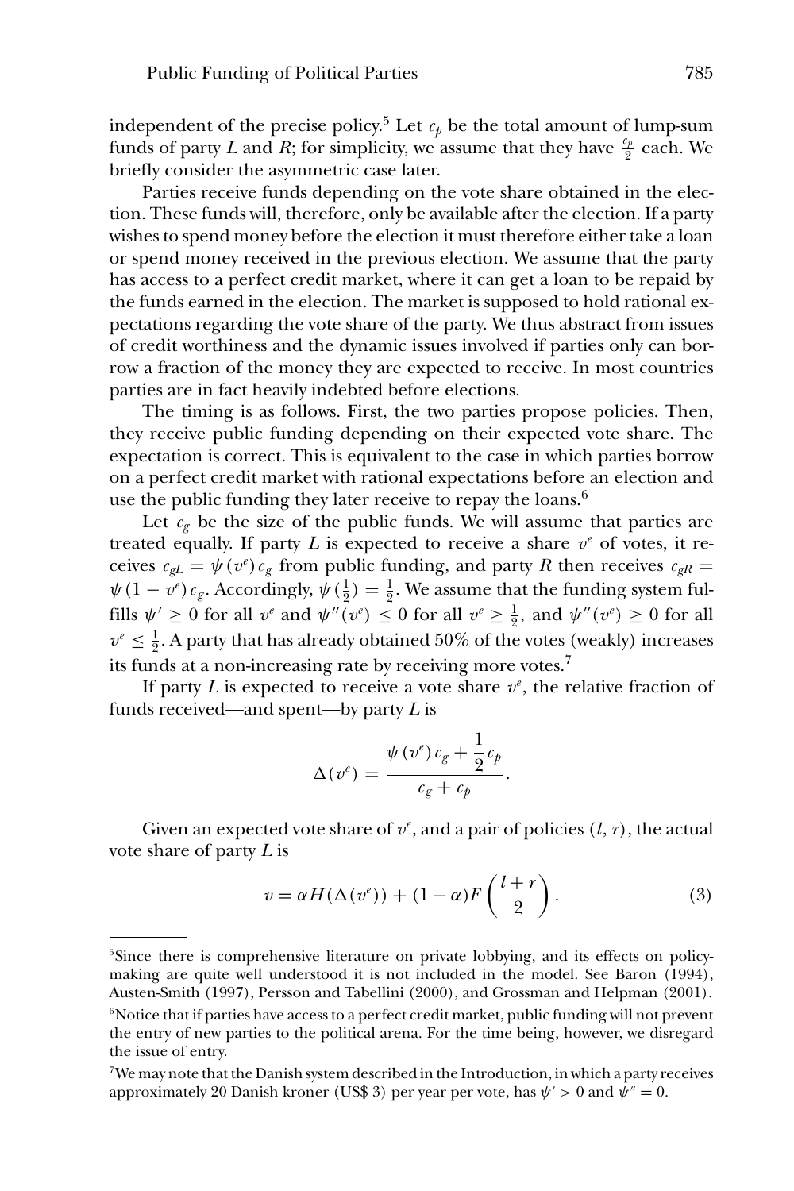independent of the precise policy.[5] Let $c_p$ be the total amount of lump-sum funds of party $L$ and $R$; for simplicity, we assume that they have $\frac{c_p}{2}$ each. We briefly consider the asymmetric case later.

Parties receive funds depending on the vote share obtained in the election. These funds will, therefore, only be available after the election. If a party wishes to spend money before the election it must therefore either take a loan or spend money received in the previous election. We assume that the party has access to a perfect credit market, where it can get a loan to be repaid by the funds earned in the election. The market is supposed to hold rational expectations regarding the vote share of the party. We thus abstract from issues of credit worthiness and the dynamic issues involved if parties only can borrow a fraction of the money they are expected to receive. In most countries parties are in fact heavily indebted before elections.

The timing is as follows. First, the two parties propose policies. Then, they receive public funding depending on their expected vote share. The expectation is correct. This is equivalent to the case in which parties borrow on a perfect credit market with rational expectations before an election and use the public funding they later receive to repay the loans.[6]

Let $c_g$ be the size of the public funds. We will assume that parties are treated equally. If party $L$ is expected to receive a share $v^e$ of votes, it receives $c_{gL} = \psi(v^e)c_g$ from public funding, and party $R$ then receives $c_{gR} = \psi(1 - v^e)c_g$. Accordingly, $\psi(\frac{1}{2}) = \frac{1}{2}$. We assume that the funding system fulfills $\psi' \geq 0$ for all $v^e$ and $\psi''(v^e) \leq 0$ for all $v^e \geq \frac{1}{2}$, and $\psi''(v^e) \geq 0$ for all $v^e \leq \frac{1}{2}$. A party that has already obtained 50% of the votes (weakly) increases its funds at a non-increasing rate by receiving more votes.[7]

If party $L$ is expected to receive a vote share $v^e$, the relative fraction of funds received—and spent—by party $L$ is

$$\Delta(v^e) = \frac{\psi(v^e)c_g + \dfrac{1}{2}c_p}{c_g + c_p}.$$

Given an expected vote share of $v^e$, and a pair of policies $(l, r)$, the actual vote share of party $L$ is

$$v = \alpha H(\Delta(v^e)) + (1 - \alpha)F\left(\frac{l + r}{2}\right). \tag{3}$$

---

[5] Since there is comprehensive literature on private lobbying, and its effects on policy-making are quite well understood it is not included in the model. See Baron (1994), Austen-Smith (1997), Persson and Tabellini (2000), and Grossman and Helpman (2001).

[6] Notice that if parties have access to a perfect credit market, public funding will not prevent the entry of new parties to the political arena. For the time being, however, we disregard the issue of entry.

[7] We may note that the Danish system described in the Introduction, in which a party receives approximately 20 Danish kroner (US\$ 3) per year per vote, has $\psi' > 0$ and $\psi'' = 0$.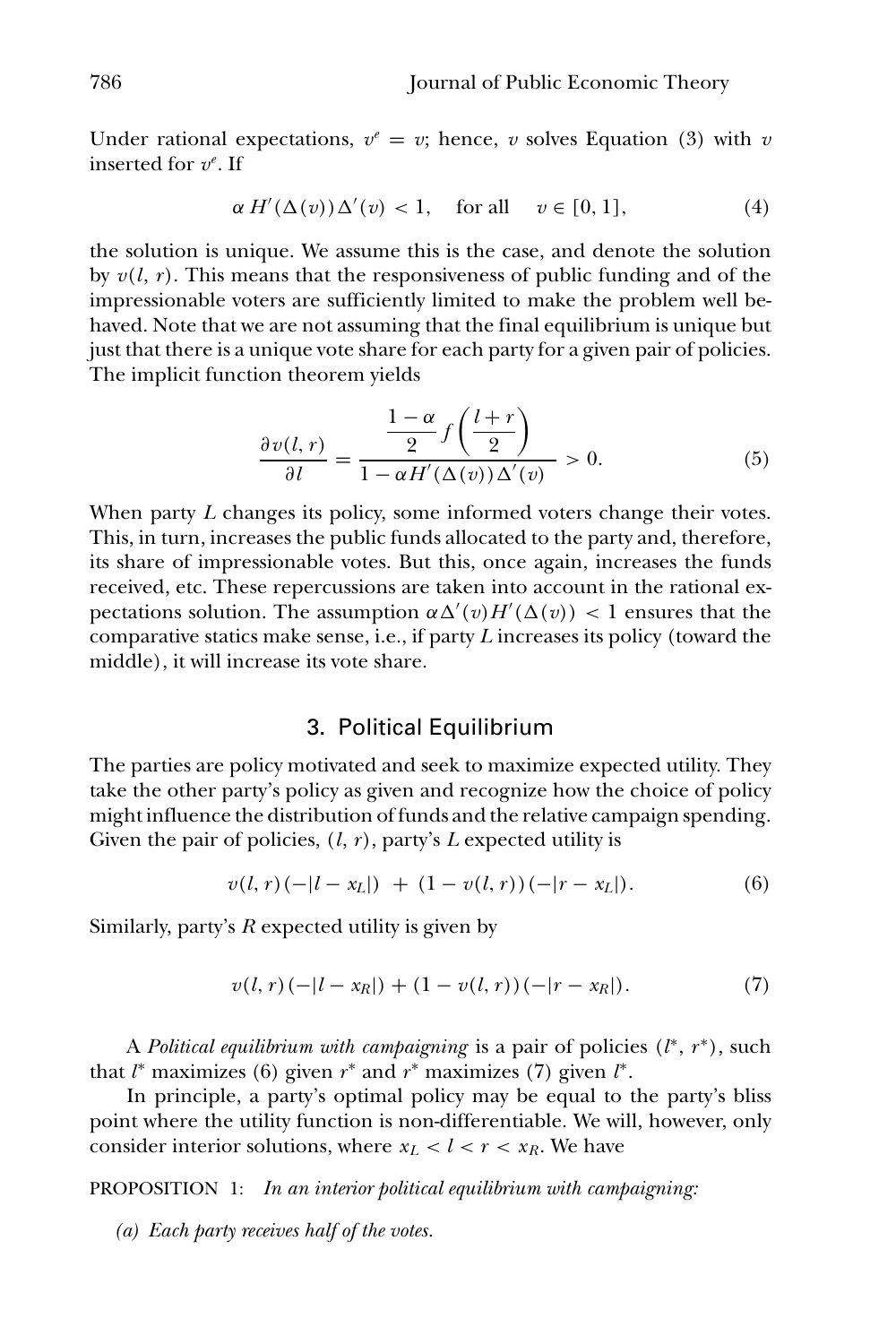Under rational expectations, $v^e = v$; hence, $v$ solves Equation (3) with $v$ inserted for $v^e$. If

$$\alpha H'(\Delta(v))\Delta'(v) < 1, \quad \text{for all} \quad v \in [0, 1], \tag{4}$$

the solution is unique. We assume this is the case, and denote the solution by $v(l, r)$. This means that the responsiveness of public funding and of the impressionable voters are sufficiently limited to make the problem well behaved. Note that we are not assuming that the final equilibrium is unique but just that there is a unique vote share for each party for a given pair of policies. The implicit function theorem yields

$$\frac{\partial v(l, r)}{\partial l} = \frac{\dfrac{1-\alpha}{2} f\left(\dfrac{l+r}{2}\right)}{1 - \alpha H'(\Delta(v))\Delta'(v)} > 0. \tag{5}$$

When party $L$ changes its policy, some informed voters change their votes. This, in turn, increases the public funds allocated to the party and, therefore, its share of impressionable votes. But this, once again, increases the funds received, etc. These repercussions are taken into account in the rational expectations solution. The assumption $\alpha\Delta'(v)H'(\Delta(v)) < 1$ ensures that the comparative statics make sense, i.e., if party $L$ increases its policy (toward the middle), it will increase its vote share.

## 3. Political Equilibrium

The parties are policy motivated and seek to maximize expected utility. They take the other party's policy as given and recognize how the choice of policy might influence the distribution of funds and the relative campaign spending. Given the pair of policies, $(l, r)$, party's $L$ expected utility is

$$v(l, r)(-|l - x_L|) \; + \; (1 - v(l, r))(-|r - x_L|). \tag{6}$$

Similarly, party's $R$ expected utility is given by

$$v(l, r)(-|l - x_R|) + (1 - v(l, r))(-|r - x_R|). \tag{7}$$

A *Political equilibrium with campaigning* is a pair of policies $(l^*, r^*)$, such that $l^*$ maximizes (6) given $r^*$ and $r^*$ maximizes (7) given $l^*$.

In principle, a party's optimal policy may be equal to the party's bliss point where the utility function is non-differentiable. We will, however, only consider interior solutions, where $x_L < l < r < x_R$. We have

PROPOSITION 1: *In an interior political equilibrium with campaigning:*

*(a) Each party receives half of the votes.*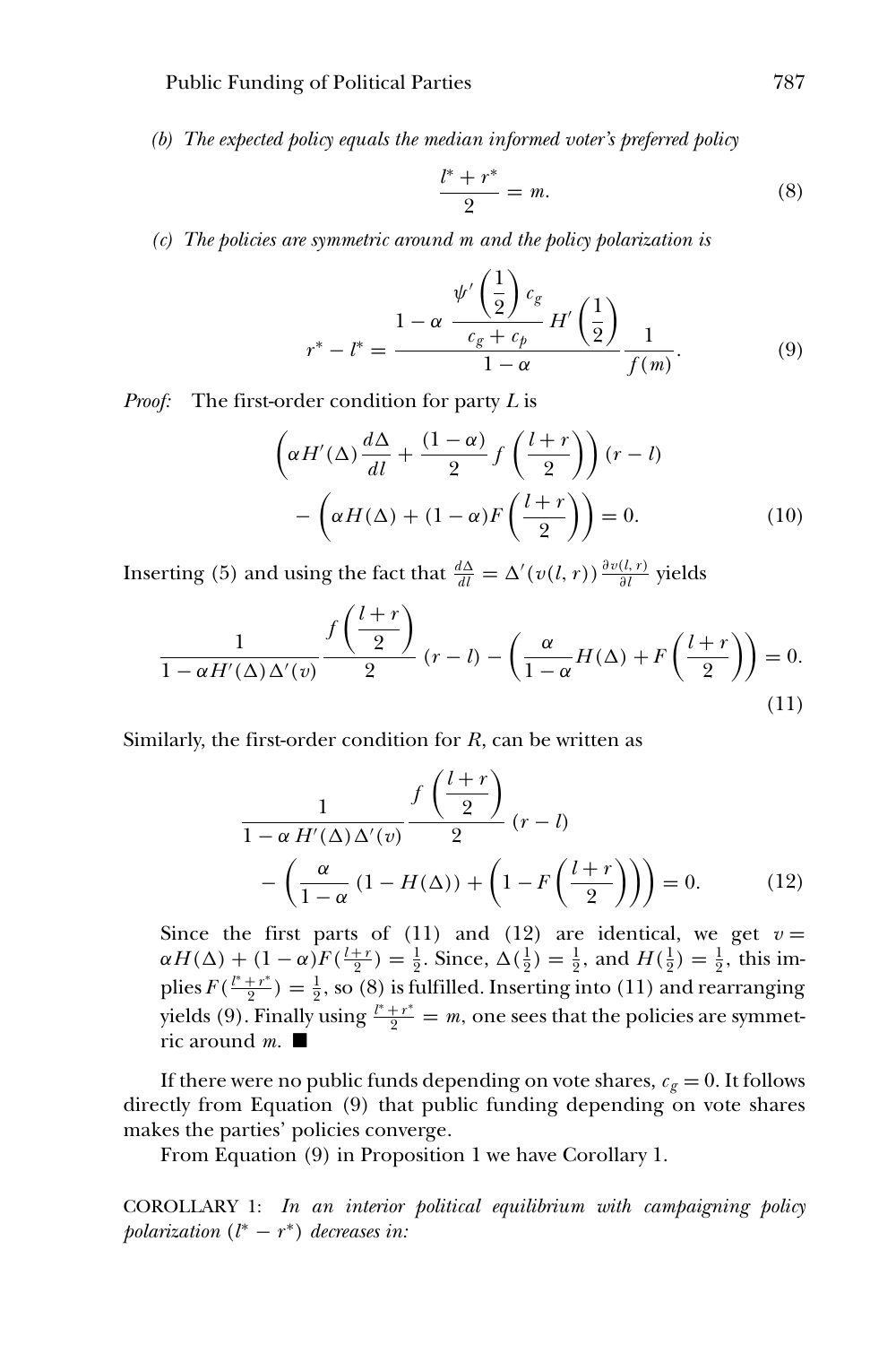*(b) The expected policy equals the median informed voter's preferred policy*

$$\frac{l^* + r^*}{2} = m. \tag{8}$$

*(c) The policies are symmetric around m and the policy polarization is*

$$r^* - l^* = \frac{1 - \alpha \dfrac{\psi'\left(\dfrac{1}{2}\right) c_g}{c_g + c_p} H'\left(\dfrac{1}{2}\right)}{1 - \alpha} \frac{1}{f(m)}. \tag{9}$$

*Proof:* The first-order condition for party $L$ is

$$\left(\alpha H'(\Delta) \frac{d\Delta}{dl} + \frac{(1-\alpha)}{2} f\left(\frac{l+r}{2}\right)\right)(r - l) - \left(\alpha H(\Delta) + (1-\alpha) F\left(\frac{l+r}{2}\right)\right) = 0. \tag{10}$$

Inserting (5) and using the fact that $\frac{d\Delta}{dl} = \Delta'(v(l,r)) \frac{\partial v(l,r)}{\partial l}$ yields

$$\frac{1}{1 - \alpha H'(\Delta)\Delta'(v)} \frac{f\left(\dfrac{l+r}{2}\right)}{2} (r - l) - \left(\frac{\alpha}{1-\alpha} H(\Delta) + F\left(\frac{l+r}{2}\right)\right) = 0. \tag{11}$$

Similarly, the first-order condition for $R$, can be written as

$$\frac{1}{1 - \alpha H'(\Delta)\Delta'(v)} \frac{f\left(\dfrac{l+r}{2}\right)}{2} (r - l) - \left(\frac{\alpha}{1-\alpha}(1 - H(\Delta)) + \left(1 - F\left(\frac{l+r}{2}\right)\right)\right) = 0. \tag{12}$$

Since the first parts of (11) and (12) are identical, we get $v = \alpha H(\Delta) + (1-\alpha) F(\frac{l+r}{2}) = \frac{1}{2}$. Since, $\Delta(\frac{1}{2}) = \frac{1}{2}$, and $H(\frac{1}{2}) = \frac{1}{2}$, this implies $F(\frac{l^*+r^*}{2}) = \frac{1}{2}$, so (8) is fulfilled. Inserting into (11) and rearranging yields (9). Finally using $\frac{l^*+r^*}{2} = m$, one sees that the policies are symmetric around $m$. ■

If there were no public funds depending on vote shares, $c_g = 0$. It follows directly from Equation (9) that public funding depending on vote shares makes the parties' policies converge.

From Equation (9) in Proposition 1 we have Corollary 1.

COROLLARY 1: *In an interior political equilibrium with campaigning policy polarization ($l^* - r^*$) decreases in:*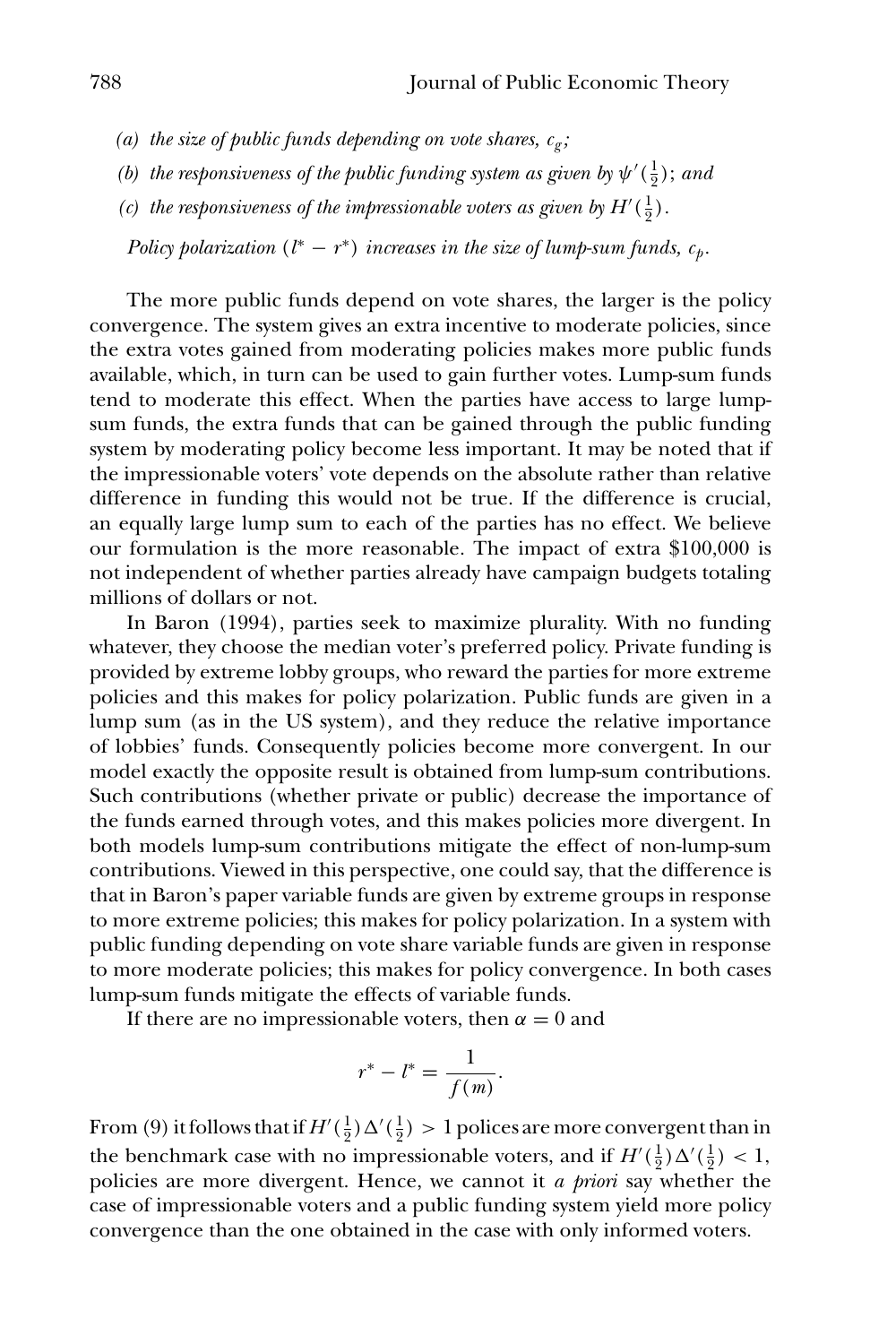*(a) the size of public funds depending on vote shares, $c_g$;*

*(b) the responsiveness of the public funding system as given by $\psi'(\frac{1}{2})$; and*

*(c) the responsiveness of the impressionable voters as given by $H'(\frac{1}{2})$.*

*Policy polarization $(l^* - r^*)$ increases in the size of lump-sum funds, $c_p$.*

The more public funds depend on vote shares, the larger is the policy convergence. The system gives an extra incentive to moderate policies, since the extra votes gained from moderating policies makes more public funds available, which, in turn can be used to gain further votes. Lump-sum funds tend to moderate this effect. When the parties have access to large lump-sum funds, the extra funds that can be gained through the public funding system by moderating policy become less important. It may be noted that if the impressionable voters' vote depends on the absolute rather than relative difference in funding this would not be true. If the difference is crucial, an equally large lump sum to each of the parties has no effect. We believe our formulation is the more reasonable. The impact of extra \$100,000 is not independent of whether parties already have campaign budgets totaling millions of dollars or not.

In Baron (1994), parties seek to maximize plurality. With no funding whatever, they choose the median voter's preferred policy. Private funding is provided by extreme lobby groups, who reward the parties for more extreme policies and this makes for policy polarization. Public funds are given in a lump sum (as in the US system), and they reduce the relative importance of lobbies' funds. Consequently policies become more convergent. In our model exactly the opposite result is obtained from lump-sum contributions. Such contributions (whether private or public) decrease the importance of the funds earned through votes, and this makes policies more divergent. In both models lump-sum contributions mitigate the effect of non-lump-sum contributions. Viewed in this perspective, one could say, that the difference is that in Baron's paper variable funds are given by extreme groups in response to more extreme policies; this makes for policy polarization. In a system with public funding depending on vote share variable funds are given in response to more moderate policies; this makes for policy convergence. In both cases lump-sum funds mitigate the effects of variable funds.

If there are no impressionable voters, then $\alpha = 0$ and

$$r^* - l^* = \frac{1}{f(m)}.$$

From (9) it follows that if $H'(\frac{1}{2})\Delta'(\frac{1}{2}) > 1$ polices are more convergent than in the benchmark case with no impressionable voters, and if $H'(\frac{1}{2})\Delta'(\frac{1}{2}) < 1$, policies are more divergent. Hence, we cannot it *a priori* say whether the case of impressionable voters and a public funding system yield more policy convergence than the one obtained in the case with only informed voters.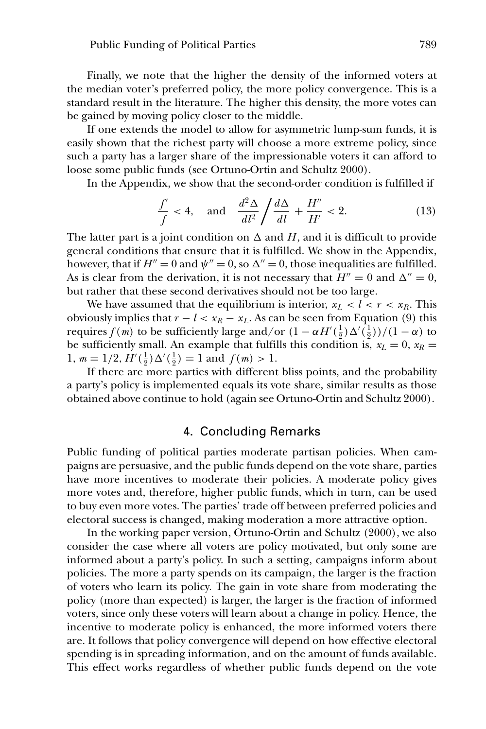Finally, we note that the higher the density of the informed voters at the median voter's preferred policy, the more policy convergence. This is a standard result in the literature. The higher this density, the more votes can be gained by moving policy closer to the middle.

If one extends the model to allow for asymmetric lump-sum funds, it is easily shown that the richest party will choose a more extreme policy, since such a party has a larger share of the impressionable voters it can afford to loose some public funds (see Ortuno-Ortin and Schultz 2000).

In the Appendix, we show that the second-order condition is fulfilled if

$$\frac{f'}{f} < 4, \quad \text{and} \quad \frac{d^2\Delta}{dl^2} \Big/ \frac{d\Delta}{dl} + \frac{H''}{H'} < 2. \tag{13}$$

The latter part is a joint condition on $\Delta$ and $H$, and it is difficult to provide general conditions that ensure that it is fulfilled. We show in the Appendix, however, that if $H'' = 0$ and $\psi'' = 0$, so $\Delta'' = 0$, those inequalities are fulfilled. As is clear from the derivation, it is not necessary that $H'' = 0$ and $\Delta'' = 0$, but rather that these second derivatives should not be too large.

We have assumed that the equilibrium is interior, $x_L < l < r < x_R$. This obviously implies that $r - l < x_R - x_L$. As can be seen from Equation (9) this requires $f(m)$ to be sufficiently large and/or $(1 - \alpha H'(\frac{1}{2})\Delta'(\frac{1}{2}))/(1-\alpha)$ to be sufficiently small. An example that fulfills this condition is, $x_L = 0$, $x_R = 1$, $m = 1/2$, $H'(\frac{1}{2})\Delta'(\frac{1}{2}) = 1$ and $f(m) > 1$.

If there are more parties with different bliss points, and the probability a party's policy is implemented equals its vote share, similar results as those obtained above continue to hold (again see Ortuno-Ortin and Schultz 2000).

## 4. Concluding Remarks

Public funding of political parties moderate partisan policies. When campaigns are persuasive, and the public funds depend on the vote share, parties have more incentives to moderate their policies. A moderate policy gives more votes and, therefore, higher public funds, which in turn, can be used to buy even more votes. The parties' trade off between preferred policies and electoral success is changed, making moderation a more attractive option.

In the working paper version, Ortuno-Ortin and Schultz (2000), we also consider the case where all voters are policy motivated, but only some are informed about a party's policy. In such a setting, campaigns inform about policies. The more a party spends on its campaign, the larger is the fraction of voters who learn its policy. The gain in vote share from moderating the policy (more than expected) is larger, the larger is the fraction of informed voters, since only these voters will learn about a change in policy. Hence, the incentive to moderate policy is enhanced, the more informed voters there are. It follows that policy convergence will depend on how effective electoral spending is in spreading information, and on the amount of funds available. This effect works regardless of whether public funds depend on the vote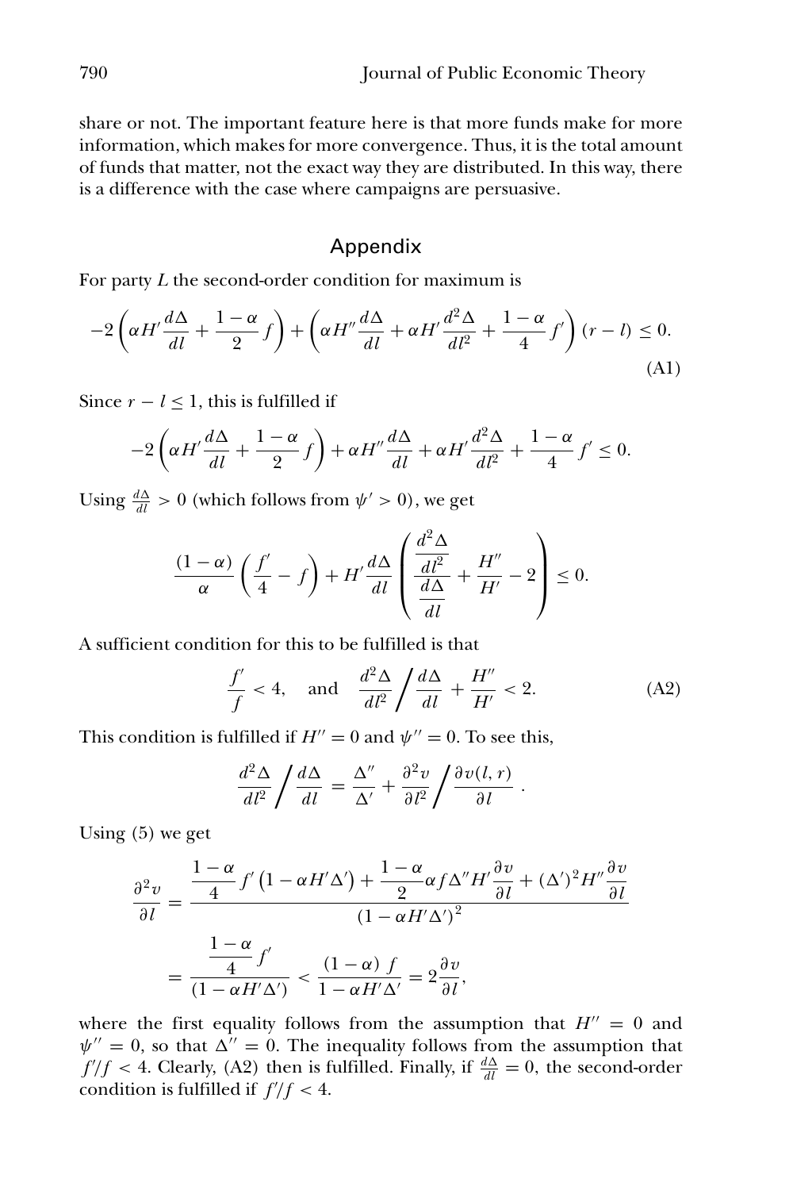share or not. The important feature here is that more funds make for more information, which makes for more convergence. Thus, it is the total amount of funds that matter, not the exact way they are distributed. In this way, there is a difference with the case where campaigns are persuasive.

## Appendix

For party $L$ the second-order condition for maximum is

$$-2\left(\alpha H'\frac{d\Delta}{dl}+\frac{1-\alpha}{2}f\right)+\left(\alpha H''\frac{d\Delta}{dl}+\alpha H'\frac{d^2\Delta}{dl^2}+\frac{1-\alpha}{4}f'\right)(r-l)\leq 0. \tag{A1}$$

Since $r-l\leq 1$, this is fulfilled if

$$-2\left(\alpha H'\frac{d\Delta}{dl}+\frac{1-\alpha}{2}f\right)+\alpha H''\frac{d\Delta}{dl}+\alpha H'\frac{d^2\Delta}{dl^2}+\frac{1-\alpha}{4}f'\leq 0.$$

Using $\frac{d\Delta}{dl}>0$ (which follows from $\psi'>0$), we get

$$\frac{(1-\alpha)}{\alpha}\left(\frac{f'}{4}-f\right)+H'\frac{d\Delta}{dl}\left(\frac{\dfrac{d^2\Delta}{dl^2}}{\dfrac{d\Delta}{dl}}+\frac{H''}{H'}-2\right)\leq 0.$$

A sufficient condition for this to be fulfilled is that

$$\frac{f'}{f}<4,\quad \text{and}\quad \frac{d^2\Delta}{dl^2}\Big/\frac{d\Delta}{dl}+\frac{H''}{H'}<2. \tag{A2}$$

This condition is fulfilled if $H''=0$ and $\psi''=0$. To see this,

$$\frac{d^2\Delta}{dl^2}\Big/\frac{d\Delta}{dl}=\frac{\Delta''}{\Delta'}+\frac{\partial^2 v}{\partial l^2}\Big/\frac{\partial v(l,r)}{\partial l}\ .$$

Using (5) we get

$$\begin{aligned}\frac{\partial^2 v}{\partial l}&=\frac{\dfrac{1-\alpha}{4}f'\left(1-\alpha H'\Delta'\right)+\dfrac{1-\alpha}{2}\alpha f\Delta'' H'\dfrac{\partial v}{\partial l}+(\Delta')^2 H''\dfrac{\partial v}{\partial l}}{\left(1-\alpha H'\Delta'\right)^2}\\ &=\frac{\dfrac{1-\alpha}{4}f'}{(1-\alpha H'\Delta')}<\frac{(1-\alpha)\ f}{1-\alpha H'\Delta'}=2\frac{\partial v}{\partial l},\end{aligned}$$

where the first equality follows from the assumption that $H''=0$ and $\psi''=0$, so that $\Delta''=0$. The inequality follows from the assumption that $f'/f<4$. Clearly, (A2) then is fulfilled. Finally, if $\frac{d\Delta}{dl}=0$, the second-order condition is fulfilled if $f'/f<4$.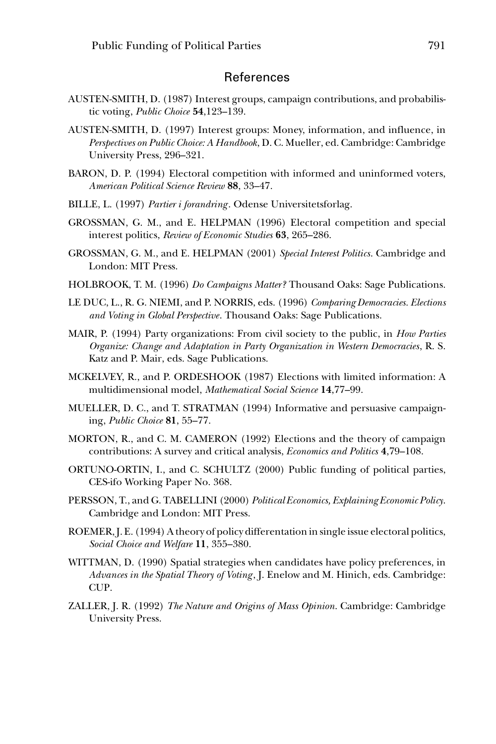## References

AUSTEN-SMITH, D. (1987) Interest groups, campaign contributions, and probabilistic voting, *Public Choice* **54**,123–139.

AUSTEN-SMITH, D. (1997) Interest groups: Money, information, and influence, in *Perspectives on Public Choice: A Handbook,* D. C. Mueller, ed. Cambridge: Cambridge University Press, 296–321.

BARON, D. P. (1994) Electoral competition with informed and uninformed voters, *American Political Science Review* **88**, 33–47.

BILLE, L. (1997) *Partier i forandring*. Odense Universitetsforlag.

GROSSMAN, G. M., and E. HELPMAN (1996) Electoral competition and special interest politics, *Review of Economic Studies* **63**, 265–286.

GROSSMAN, G. M., and E. HELPMAN (2001) *Special Interest Politics*. Cambridge and London: MIT Press.

HOLBROOK, T. M. (1996) *Do Campaigns Matter?* Thousand Oaks: Sage Publications.

LE DUC, L., R. G. NIEMI, and P. NORRIS, eds. (1996) *Comparing Democracies. Elections and Voting in Global Perspective*. Thousand Oaks: Sage Publications.

MAIR, P. (1994) Party organizations: From civil society to the public, in *How Parties Organize: Change and Adaptation in Party Organization in Western Democracies*, R. S. Katz and P. Mair, eds. Sage Publications.

MCKELVEY, R., and P. ORDESHOOK (1987) Elections with limited information: A multidimensional model, *Mathematical Social Science* **14**,77–99.

MUELLER, D. C., and T. STRATMAN (1994) Informative and persuasive campaigning, *Public Choice* **81**, 55–77.

MORTON, R., and C. M. CAMERON (1992) Elections and the theory of campaign contributions: A survey and critical analysis, *Economics and Politics* **4**,79–108.

ORTUNO-ORTIN, I., and C. SCHULTZ (2000) Public funding of political parties, CES-ifo Working Paper No. 368.

PERSSON, T., and G. TABELLINI (2000) *Political Economics, Explaining Economic Policy*. Cambridge and London: MIT Press.

ROEMER, J. E. (1994) A theory of policy differentiation in single issue electoral politics, *Social Choice and Welfare* **11**, 355–380.

WITTMAN, D. (1990) Spatial strategies when candidates have policy preferences, in *Advances in the Spatial Theory of Voting*, J. Enelow and M. Hinich, eds. Cambridge: CUP.

ZALLER, J. R. (1992) *The Nature and Origins of Mass Opinion*. Cambridge: Cambridge University Press.